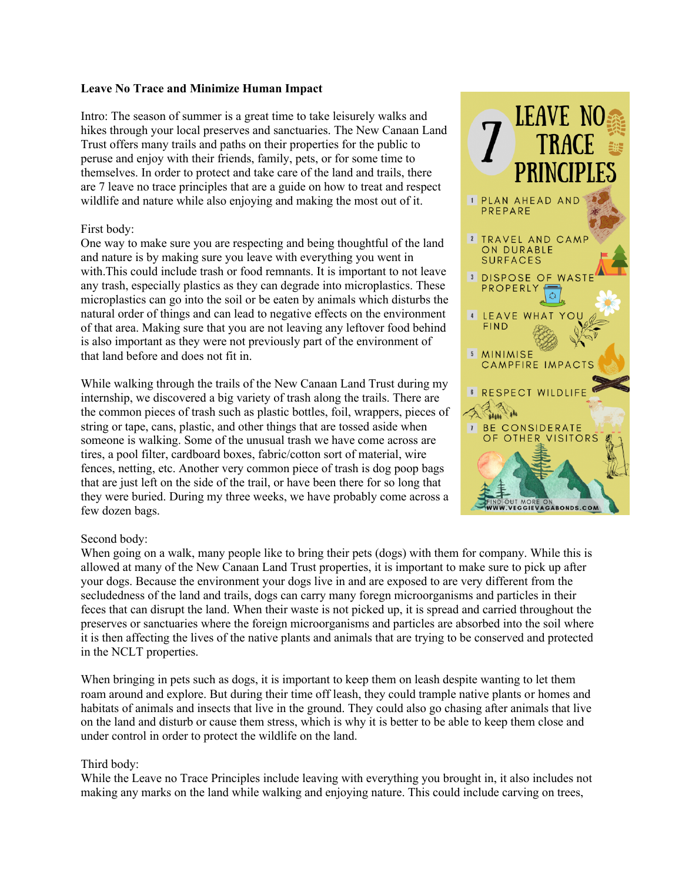**Leave No Trace and Minimize Human Impact**

Intro: The season of summer is a great time to take leisurely walks and hikes through your local preserves and sanctuaries. The New Canaan Land Trust offers many trails and paths on their properties for the public to peruse and enjoy with their friends, family, pets, or for some time to themselves. In order to protect and take care of the land and trails, there are 7 leave no trace principles that are a guide on how to treat and respect wildlife and nature while also enjoying and making the most out of it.

First body:
One way to make sure you are respecting and being thoughtful of the land and nature is by making sure you leave with everything you went in with.This could include trash or food remnants. It is important to not leave any trash, especially plastics as they can degrade into microplastics. These microplastics can go into the soil or be eaten by animals which disturbs the natural order of things and can lead to negative effects on the environment of that area. Making sure that you are not leaving any leftover food behind is also important as they were not previously part of the environment of that land before and does not fit in.

While walking through the trails of the New Canaan Land Trust during my internship, we discovered a big variety of trash along the trails. There are the common pieces of trash such as plastic bottles, foil, wrappers, pieces of string or tape, cans, plastic, and other things that are tossed aside when someone is walking. Some of the unusual trash we have come across are tires, a pool filter, cardboard boxes, fabric/cotton sort of material, wire fences, netting, etc. Another very common piece of trash is dog poop bags that are just left on the side of the trail, or have been there for so long that they were buried. During my three weeks, we have probably come across a few dozen bags.

7 LEAVE NO TRACE PRINCIPLES

1. PLAN AHEAD AND PREPARE
2. TRAVEL AND CAMP ON DURABLE SURFACES
3. DISPOSE OF WASTE PROPERLY
4. LEAVE WHAT YOU FIND
5. MINIMISE CAMPFIRE IMPACTS
6. RESPECT WILDLIFE
7. BE CONSIDERATE OF OTHER VISITORS

FIND OUT MORE ON WWW.VEGGIEVAGABONDS.COM

Second body:
When going on a walk, many people like to bring their pets (dogs) with them for company. While this is allowed at many of the New Canaan Land Trust properties, it is important to make sure to pick up after your dogs. Because the environment your dogs live in and are exposed to are very different from the secludedness of the land and trails, dogs can carry many foregn microorganisms and particles in their feces that can disrupt the land. When their waste is not picked up, it is spread and carried throughout the preserves or sanctuaries where the foreign microorganisms and particles are absorbed into the soil where it is then affecting the lives of the native plants and animals that are trying to be conserved and protected in the NCLT properties.

When bringing in pets such as dogs, it is important to keep them on leash despite wanting to let them roam around and explore. But during their time off leash, they could trample native plants or homes and habitats of animals and insects that live in the ground. They could also go chasing after animals that live on the land and disturb or cause them stress, which is why it is better to be able to keep them close and under control in order to protect the wildlife on the land.

Third body:
While the Leave no Trace Principles include leaving with everything you brought in, it also includes not making any marks on the land while walking and enjoying nature. This could include carving on trees,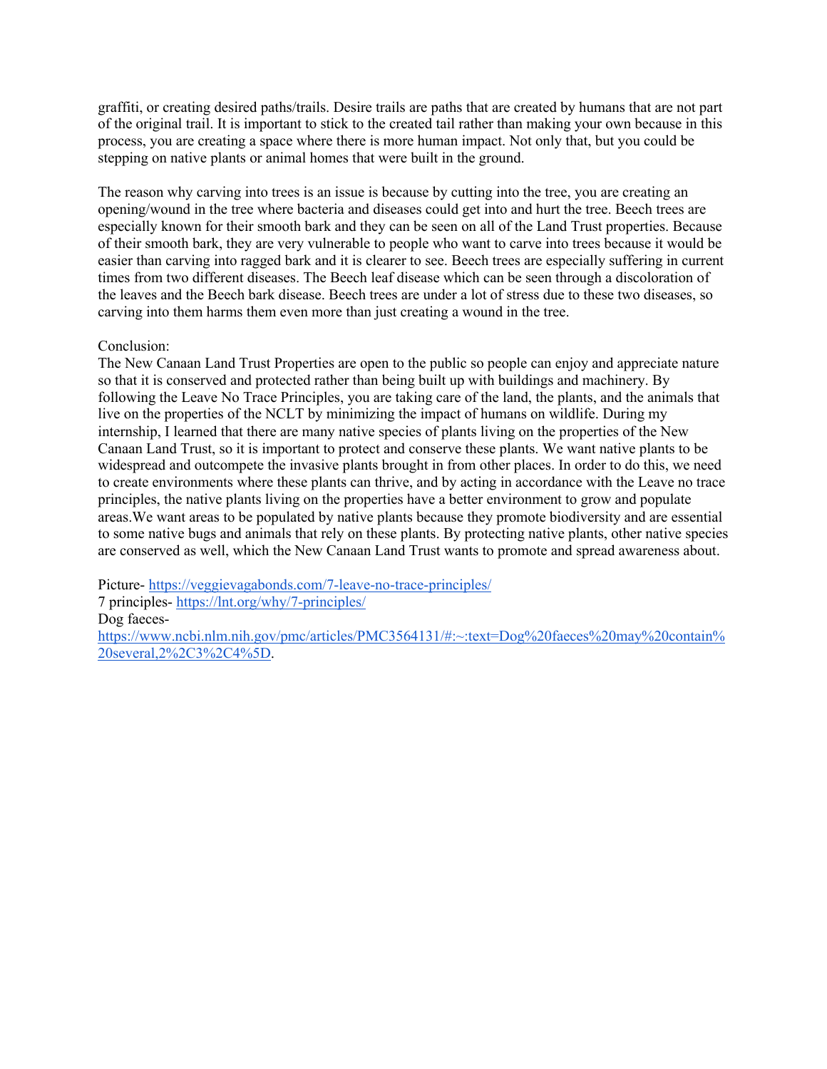graffiti, or creating desired paths/trails. Desire trails are paths that are created by humans that are not part of the original trail. It is important to stick to the created tail rather than making your own because in this process, you are creating a space where there is more human impact. Not only that, but you could be stepping on native plants or animal homes that were built in the ground.

The reason why carving into trees is an issue is because by cutting into the tree, you are creating an opening/wound in the tree where bacteria and diseases could get into and hurt the tree. Beech trees are especially known for their smooth bark and they can be seen on all of the Land Trust properties. Because of their smooth bark, they are very vulnerable to people who want to carve into trees because it would be easier than carving into ragged bark and it is clearer to see. Beech trees are especially suffering in current times from two different diseases. The Beech leaf disease which can be seen through a discoloration of the leaves and the Beech bark disease. Beech trees are under a lot of stress due to these two diseases, so carving into them harms them even more than just creating a wound in the tree.

Conclusion:

The New Canaan Land Trust Properties are open to the public so people can enjoy and appreciate nature so that it is conserved and protected rather than being built up with buildings and machinery. By following the Leave No Trace Principles, you are taking care of the land, the plants, and the animals that live on the properties of the NCLT by minimizing the impact of humans on wildlife. During my internship, I learned that there are many native species of plants living on the properties of the New Canaan Land Trust, so it is important to protect and conserve these plants. We want native plants to be widespread and outcompete the invasive plants brought in from other places. In order to do this, we need to create environments where these plants can thrive, and by acting in accordance with the Leave no trace principles, the native plants living on the properties have a better environment to grow and populate areas.We want areas to be populated by native plants because they promote biodiversity and are essential to some native bugs and animals that rely on these plants. By protecting native plants, other native species are conserved as well, which the New Canaan Land Trust wants to promote and spread awareness about.

Picture- https://veggievagabonds.com/7-leave-no-trace-principles/

7 principles- https://lnt.org/why/7-principles/

Dog faeces-
https://www.ncbi.nlm.nih.gov/pmc/articles/PMC3564131/#:~:text=Dog%20faeces%20may%20contain%20several,2%2C3%2C4%5D.